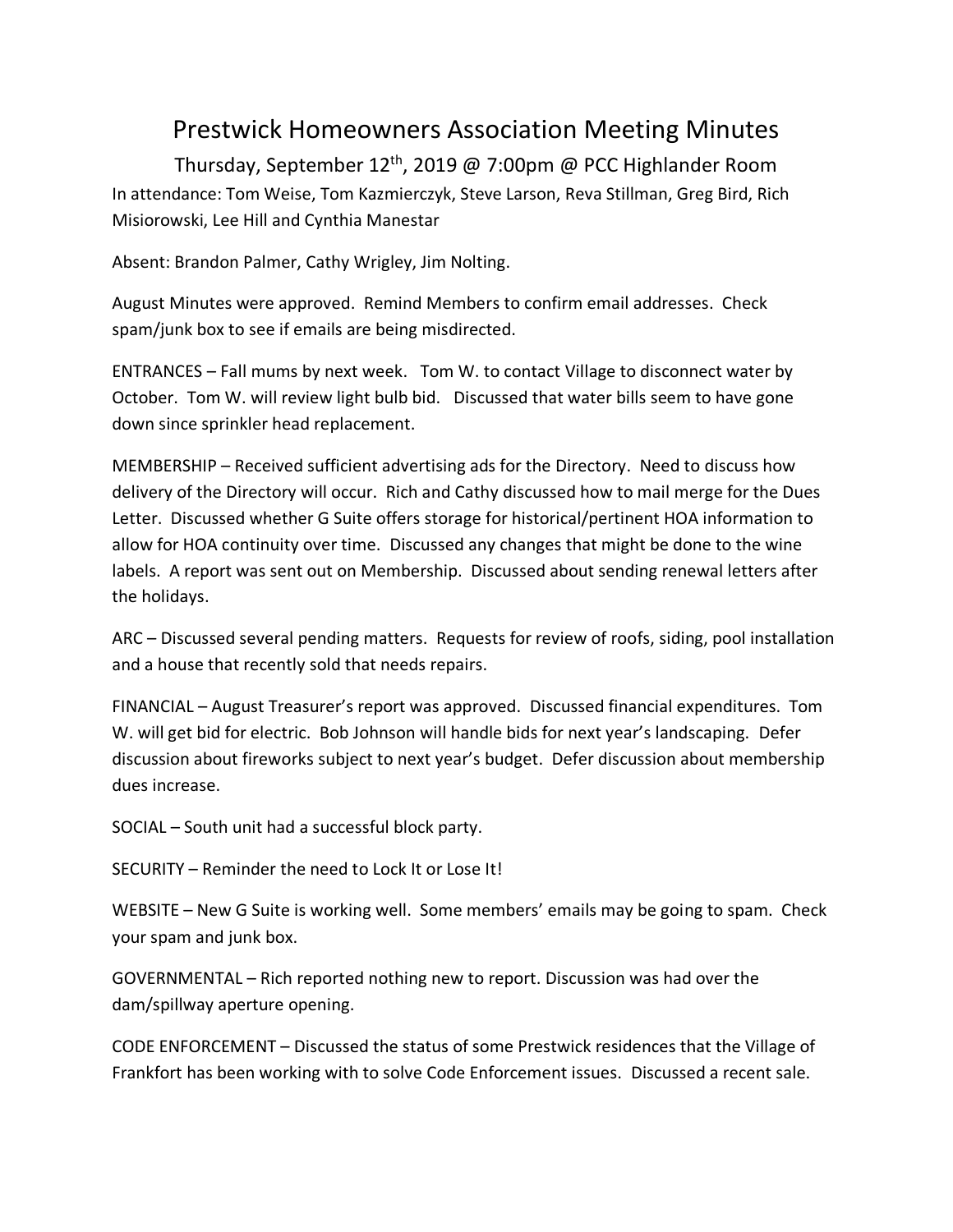# Prestwick Homeowners Association Meeting Minutes

Thursday, September 12th, 2019 @ 7:00pm @ PCC Highlander Room

In attendance: Tom Weise, Tom Kazmierczyk, Steve Larson, Reva Stillman, Greg Bird, Rich Misiorowski, Lee Hill and Cynthia Manestar

Absent: Brandon Palmer, Cathy Wrigley, Jim Nolting.

August Minutes were approved. Remind Members to confirm email addresses. Check spam/junk box to see if emails are being misdirected.

ENTRANCES – Fall mums by next week. Tom W. to contact Village to disconnect water by October. Tom W. will review light bulb bid. Discussed that water bills seem to have gone down since sprinkler head replacement.

MEMBERSHIP – Received sufficient advertising ads for the Directory. Need to discuss how delivery of the Directory will occur. Rich and Cathy discussed how to mail merge for the Dues Letter. Discussed whether G Suite offers storage for historical/pertinent HOA information to allow for HOA continuity over time. Discussed any changes that might be done to the wine labels. A report was sent out on Membership. Discussed about sending renewal letters after the holidays.

ARC – Discussed several pending matters. Requests for review of roofs, siding, pool installation and a house that recently sold that needs repairs.

FINANCIAL – August Treasurer's report was approved. Discussed financial expenditures. Tom W. will get bid for electric. Bob Johnson will handle bids for next year's landscaping. Defer discussion about fireworks subject to next year's budget. Defer discussion about membership dues increase.

SOCIAL – South unit had a successful block party.

SECURITY – Reminder the need to Lock It or Lose It!

WEBSITE – New G Suite is working well. Some members' emails may be going to spam. Check your spam and junk box.

GOVERNMENTAL – Rich reported nothing new to report. Discussion was had over the dam/spillway aperture opening.

CODE ENFORCEMENT – Discussed the status of some Prestwick residences that the Village of Frankfort has been working with to solve Code Enforcement issues. Discussed a recent sale.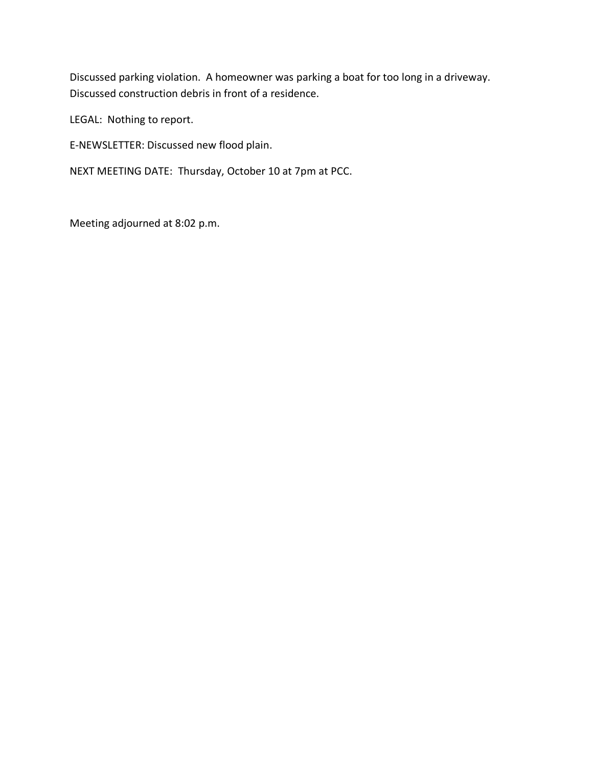Discussed parking violation. A homeowner was parking a boat for too long in a driveway. Discussed construction debris in front of a residence.

LEGAL: Nothing to report.

E-NEWSLETTER: Discussed new flood plain.

NEXT MEETING DATE: Thursday, October 10 at 7pm at PCC.

Meeting adjourned at 8:02 p.m.